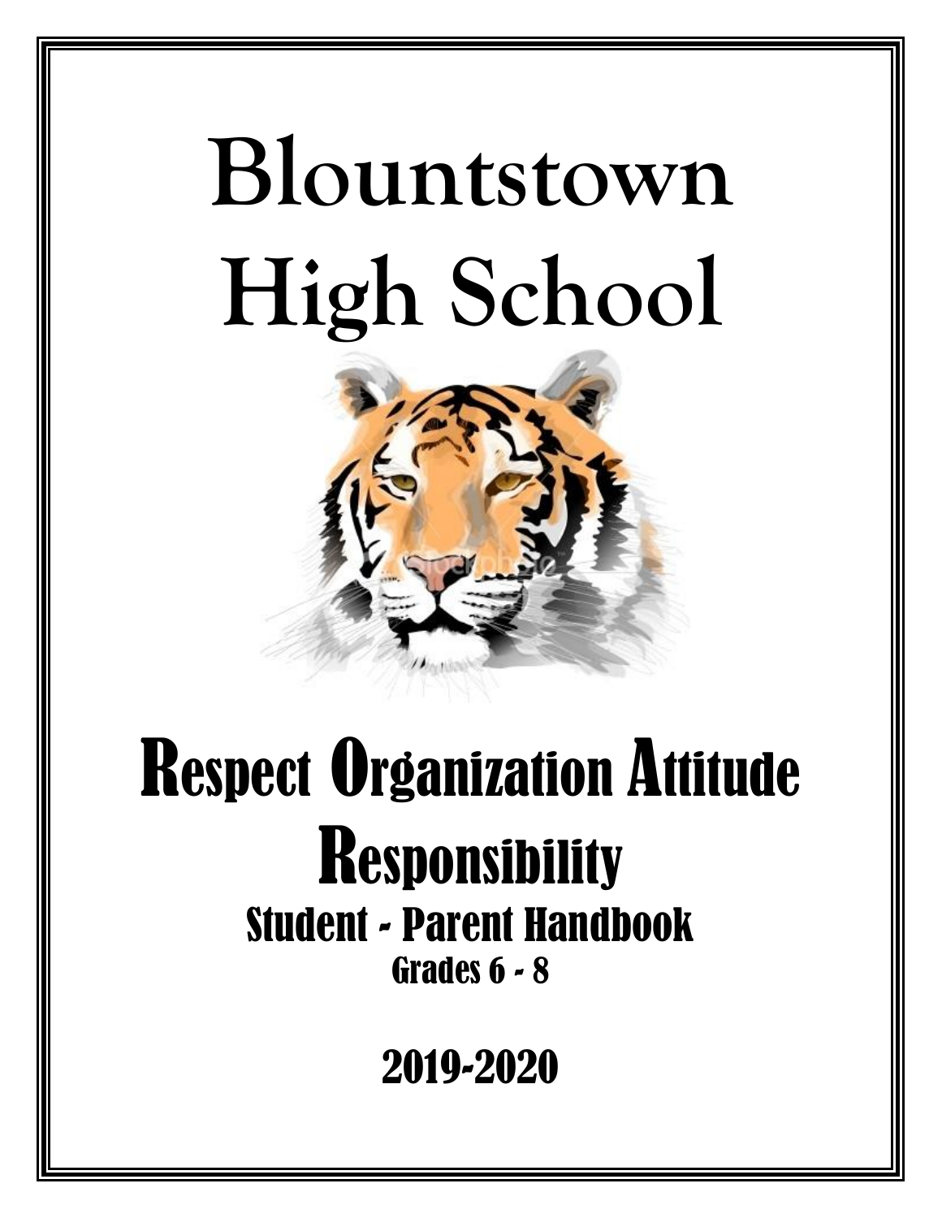# Blountstown High School

## Respect Organization Attitude Responsibility

### Student - Parent Handbook

**Grades 6 - 8**

**2019-2020**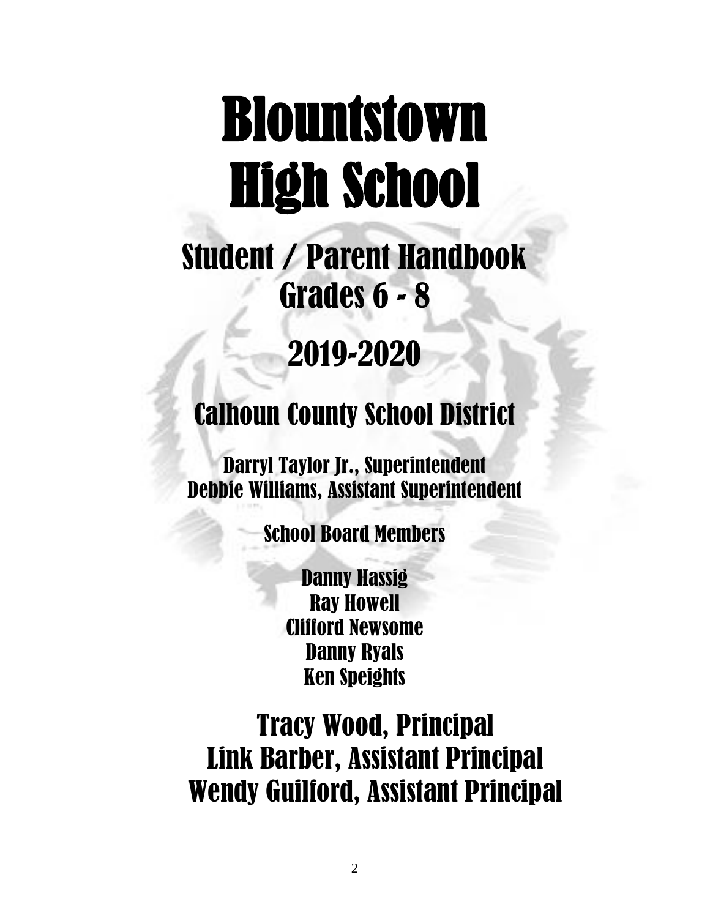# Blountstown High School

## Student / Parent Handbook
## Grades 6 - 8

## 2019-2020

## Calhoun County School District

Darryl Taylor Jr., Superintendent
Debbie Williams, Assistant Superintendent

School Board Members

Danny Hassig
Ray Howell
Clifford Newsome
Danny Ryals
Ken Speights

### Tracy Wood, Principal
### Link Barber, Assistant Principal
### Wendy Guilford, Assistant Principal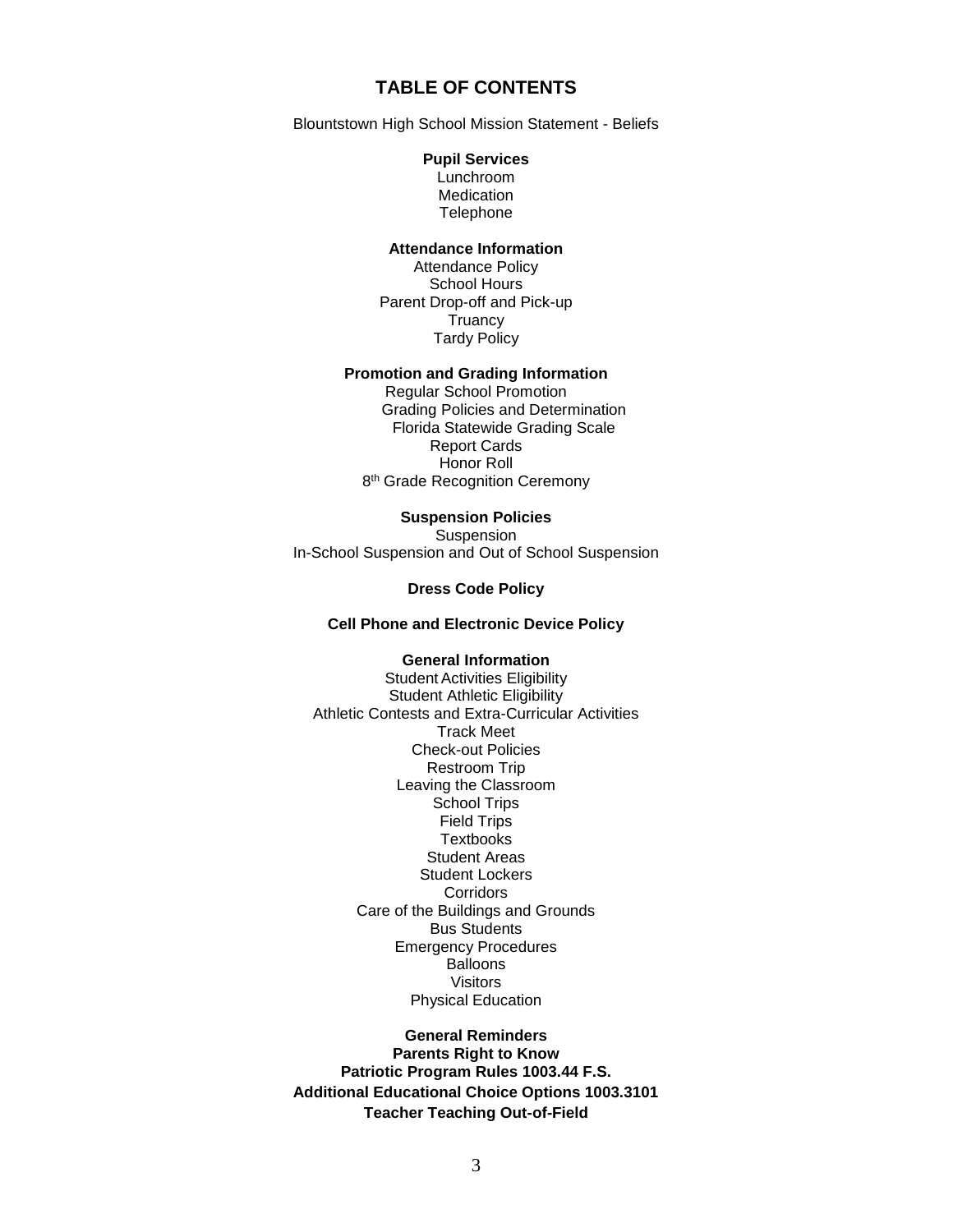# TABLE OF CONTENTS

Blountstown High School Mission Statement - Beliefs

**Pupil Services**

Lunchroom
Medication
Telephone

**Attendance Information**

Attendance Policy
School Hours
Parent Drop-off and Pick-up
Truancy
Tardy Policy

**Promotion and Grading Information**

Regular School Promotion
Grading Policies and Determination
Florida Statewide Grading Scale
Report Cards
Honor Roll
8th Grade Recognition Ceremony

**Suspension Policies**

Suspension
In-School Suspension and Out of School Suspension

**Dress Code Policy**

**Cell Phone and Electronic Device Policy**

**General Information**

Student Activities Eligibility
Student Athletic Eligibility
Athletic Contests and Extra-Curricular Activities
Track Meet
Check-out Policies
Restroom Trip
Leaving the Classroom
School Trips
Field Trips
Textbooks
Student Areas
Student Lockers
Corridors
Care of the Buildings and Grounds
Bus Students
Emergency Procedures
Balloons
Visitors
Physical Education

**General Reminders**

**Parents Right to Know**

**Patriotic Program Rules 1003.44 F.S.**

**Additional Educational Choice Options 1003.3101**

**Teacher Teaching Out-of-Field**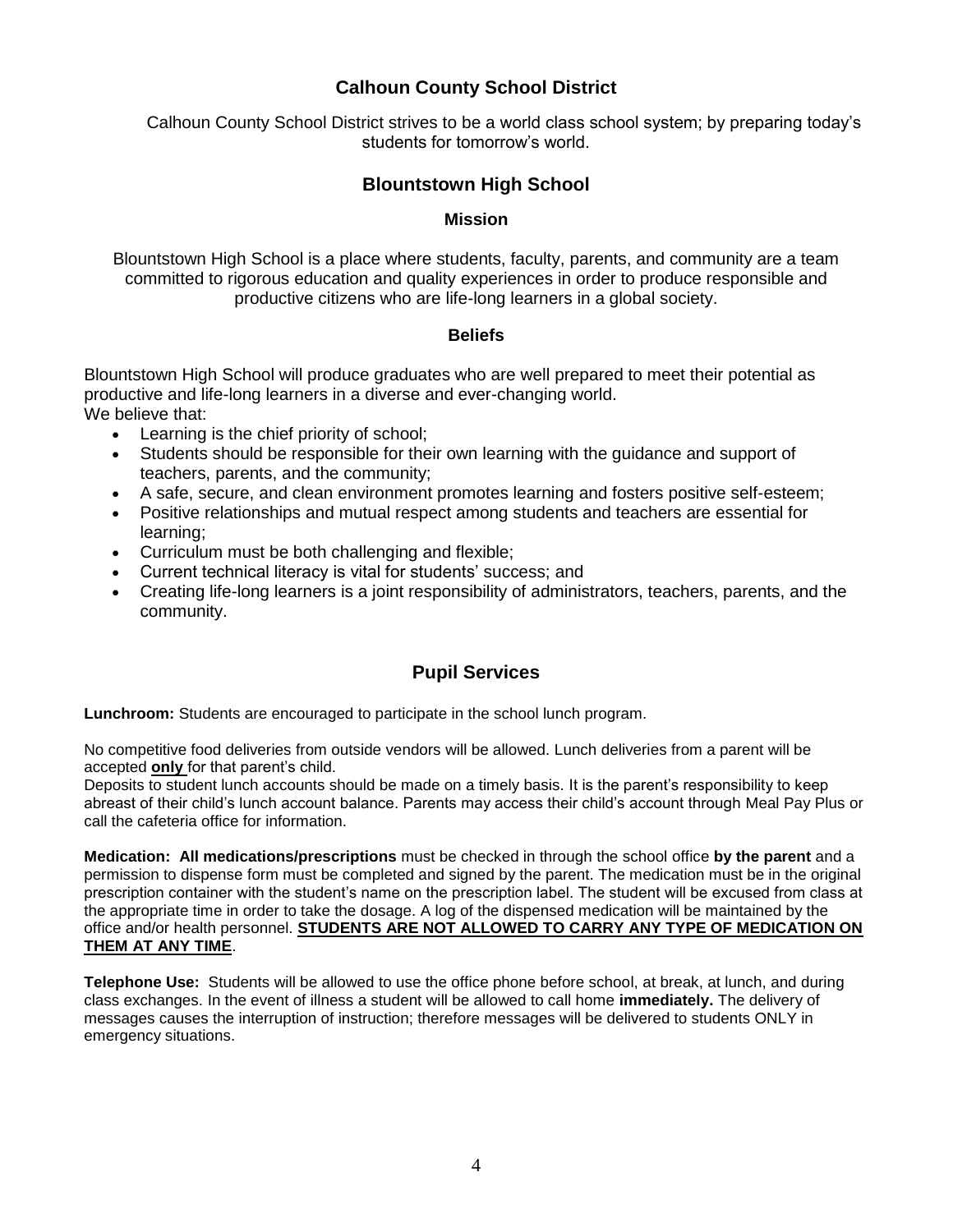## Calhoun County School District

Calhoun County School District strives to be a world class school system; by preparing today's students for tomorrow's world.

## Blountstown High School

### Mission

Blountstown High School is a place where students, faculty, parents, and community are a team committed to rigorous education and quality experiences in order to produce responsible and productive citizens who are life-long learners in a global society.

### Beliefs

Blountstown High School will produce graduates who are well prepared to meet their potential as productive and life-long learners in a diverse and ever-changing world.
We believe that:

- Learning is the chief priority of school;
- Students should be responsible for their own learning with the guidance and support of teachers, parents, and the community;
- A safe, secure, and clean environment promotes learning and fosters positive self-esteem;
- Positive relationships and mutual respect among students and teachers are essential for learning;
- Curriculum must be both challenging and flexible;
- Current technical literacy is vital for students' success; and
- Creating life-long learners is a joint responsibility of administrators, teachers, parents, and the community.

## Pupil Services

**Lunchroom:** Students are encouraged to participate in the school lunch program.

No competitive food deliveries from outside vendors will be allowed. Lunch deliveries from a parent will be accepted **only** for that parent's child.
Deposits to student lunch accounts should be made on a timely basis. It is the parent's responsibility to keep abreast of their child's lunch account balance. Parents may access their child's account through Meal Pay Plus or call the cafeteria office for information.

**Medication: All medications/prescriptions** must be checked in through the school office **by the parent** and a permission to dispense form must be completed and signed by the parent. The medication must be in the original prescription container with the student's name on the prescription label. The student will be excused from class at the appropriate time in order to take the dosage. A log of the dispensed medication will be maintained by the office and/or health personnel. **STUDENTS ARE NOT ALLOWED TO CARRY ANY TYPE OF MEDICATION ON THEM AT ANY TIME**.

**Telephone Use:** Students will be allowed to use the office phone before school, at break, at lunch, and during class exchanges. In the event of illness a student will be allowed to call home **immediately.** The delivery of messages causes the interruption of instruction; therefore messages will be delivered to students ONLY in emergency situations.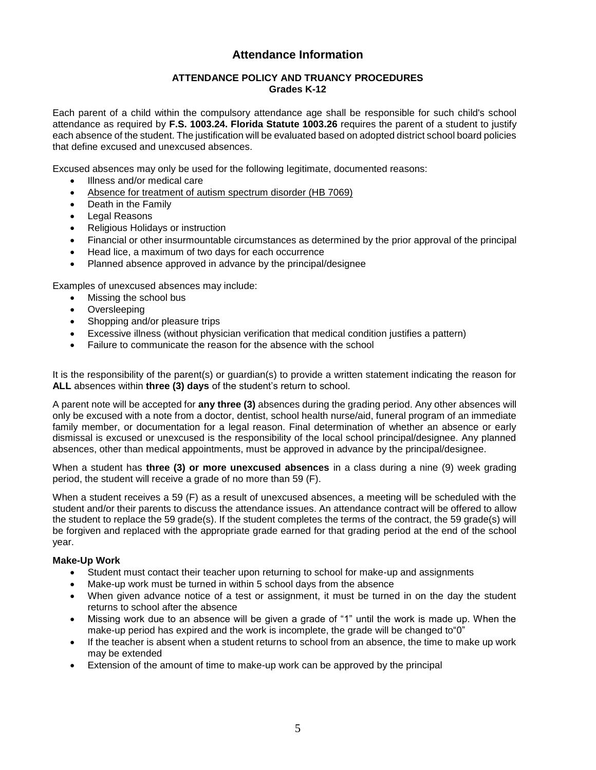# Attendance Information

## ATTENDANCE POLICY AND TRUANCY PROCEDURES
## Grades K-12

Each parent of a child within the compulsory attendance age shall be responsible for such child's school attendance as required by **F.S. 1003.24. Florida Statute 1003.26** requires the parent of a student to justify each absence of the student. The justification will be evaluated based on adopted district school board policies that define excused and unexcused absences.

Excused absences may only be used for the following legitimate, documented reasons:

- Illness and/or medical care
- Absence for treatment of autism spectrum disorder (HB 7069)
- Death in the Family
- Legal Reasons
- Religious Holidays or instruction
- Financial or other insurmountable circumstances as determined by the prior approval of the principal
- Head lice, a maximum of two days for each occurrence
- Planned absence approved in advance by the principal/designee

Examples of unexcused absences may include:

- Missing the school bus
- Oversleeping
- Shopping and/or pleasure trips
- Excessive illness (without physician verification that medical condition justifies a pattern)
- Failure to communicate the reason for the absence with the school

It is the responsibility of the parent(s) or guardian(s) to provide a written statement indicating the reason for **ALL** absences within **three (3) days** of the student's return to school.

A parent note will be accepted for **any three (3)** absences during the grading period. Any other absences will only be excused with a note from a doctor, dentist, school health nurse/aid, funeral program of an immediate family member, or documentation for a legal reason. Final determination of whether an absence or early dismissal is excused or unexcused is the responsibility of the local school principal/designee. Any planned absences, other than medical appointments, must be approved in advance by the principal/designee.

When a student has **three (3) or more unexcused absences** in a class during a nine (9) week grading period, the student will receive a grade of no more than 59 (F).

When a student receives a 59 (F) as a result of unexcused absences, a meeting will be scheduled with the student and/or their parents to discuss the attendance issues. An attendance contract will be offered to allow the student to replace the 59 grade(s). If the student completes the terms of the contract, the 59 grade(s) will be forgiven and replaced with the appropriate grade earned for that grading period at the end of the school year.

**Make-Up Work**

- Student must contact their teacher upon returning to school for make-up and assignments
- Make-up work must be turned in within 5 school days from the absence
- When given advance notice of a test or assignment, it must be turned in on the day the student returns to school after the absence
- Missing work due to an absence will be given a grade of "1" until the work is made up. When the make-up period has expired and the work is incomplete, the grade will be changed to"0"
- If the teacher is absent when a student returns to school from an absence, the time to make up work may be extended
- Extension of the amount of time to make-up work can be approved by the principal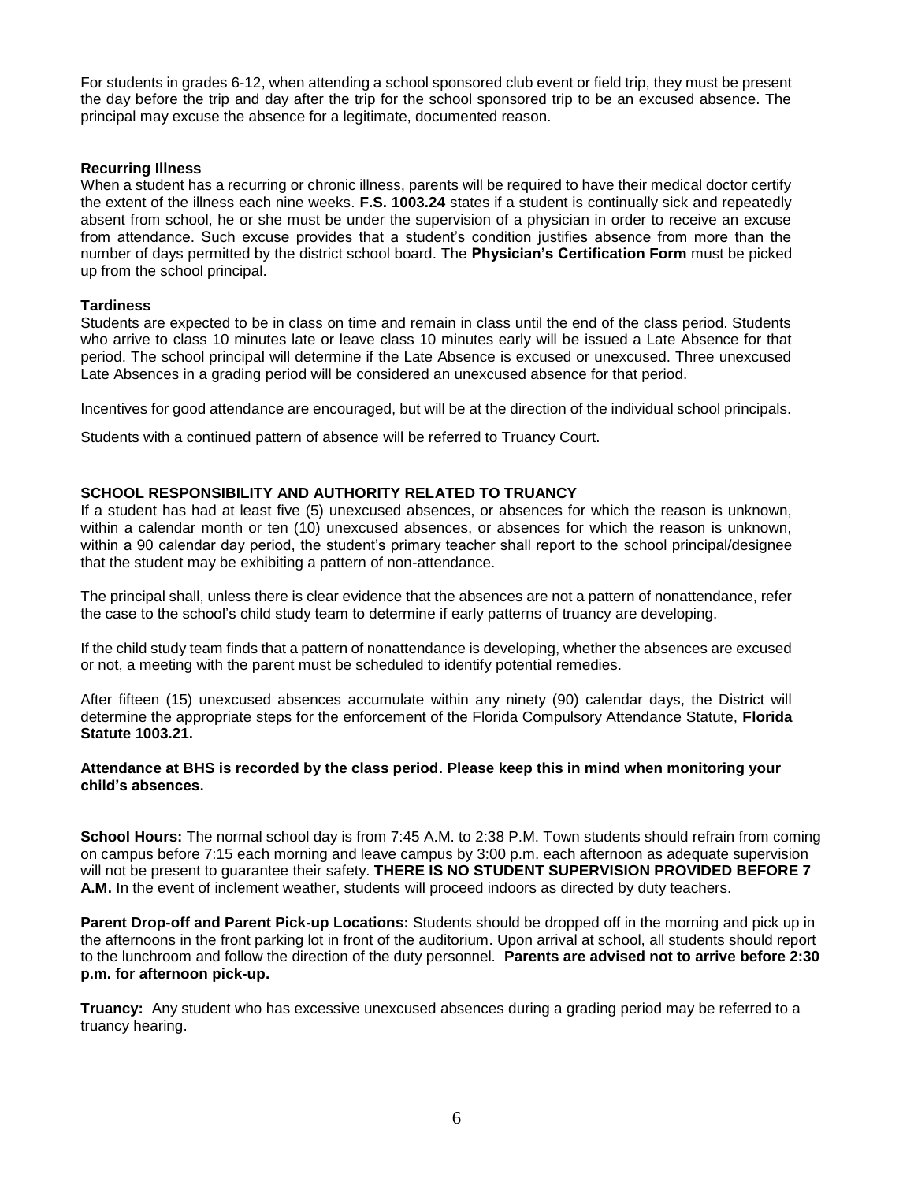For students in grades 6-12, when attending a school sponsored club event or field trip, they must be present the day before the trip and day after the trip for the school sponsored trip to be an excused absence. The principal may excuse the absence for a legitimate, documented reason.

### Recurring Illness

When a student has a recurring or chronic illness, parents will be required to have their medical doctor certify the extent of the illness each nine weeks. **F.S. 1003.24** states if a student is continually sick and repeatedly absent from school, he or she must be under the supervision of a physician in order to receive an excuse from attendance. Such excuse provides that a student's condition justifies absence from more than the number of days permitted by the district school board. The **Physician's Certification Form** must be picked up from the school principal.

### Tardiness

Students are expected to be in class on time and remain in class until the end of the class period. Students who arrive to class 10 minutes late or leave class 10 minutes early will be issued a Late Absence for that period. The school principal will determine if the Late Absence is excused or unexcused. Three unexcused Late Absences in a grading period will be considered an unexcused absence for that period.

Incentives for good attendance are encouraged, but will be at the direction of the individual school principals.

Students with a continued pattern of absence will be referred to Truancy Court.

## SCHOOL RESPONSIBILITY AND AUTHORITY RELATED TO TRUANCY

If a student has had at least five (5) unexcused absences, or absences for which the reason is unknown, within a calendar month or ten (10) unexcused absences, or absences for which the reason is unknown, within a 90 calendar day period, the student's primary teacher shall report to the school principal/designee that the student may be exhibiting a pattern of non-attendance.

The principal shall, unless there is clear evidence that the absences are not a pattern of nonattendance, refer the case to the school's child study team to determine if early patterns of truancy are developing.

If the child study team finds that a pattern of nonattendance is developing, whether the absences are excused or not, a meeting with the parent must be scheduled to identify potential remedies.

After fifteen (15) unexcused absences accumulate within any ninety (90) calendar days, the District will determine the appropriate steps for the enforcement of the Florida Compulsory Attendance Statute, **Florida Statute 1003.21.**

**Attendance at BHS is recorded by the class period. Please keep this in mind when monitoring your child's absences.**

**School Hours:** The normal school day is from 7:45 A.M. to 2:38 P.M. Town students should refrain from coming on campus before 7:15 each morning and leave campus by 3:00 p.m. each afternoon as adequate supervision will not be present to guarantee their safety. **THERE IS NO STUDENT SUPERVISION PROVIDED BEFORE 7 A.M.** In the event of inclement weather, students will proceed indoors as directed by duty teachers.

**Parent Drop-off and Parent Pick-up Locations:** Students should be dropped off in the morning and pick up in the afternoons in the front parking lot in front of the auditorium. Upon arrival at school, all students should report to the lunchroom and follow the direction of the duty personnel. **Parents are advised not to arrive before 2:30 p.m. for afternoon pick-up.**

**Truancy:** Any student who has excessive unexcused absences during a grading period may be referred to a truancy hearing.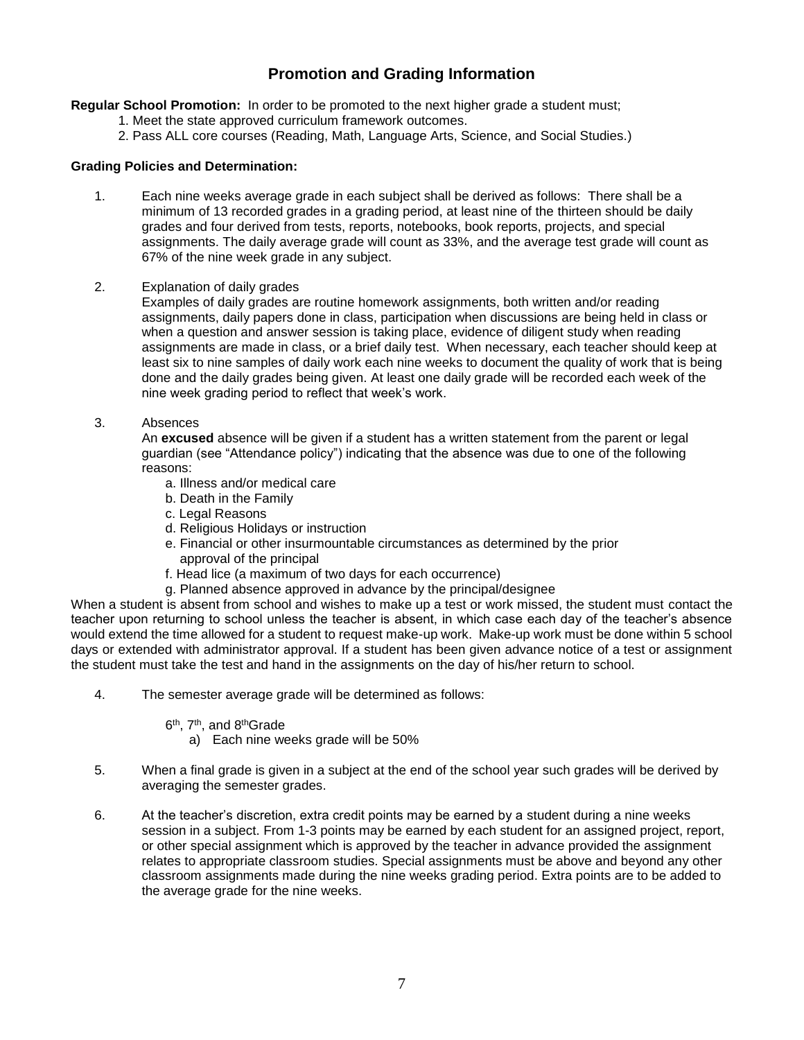# Promotion and Grading Information

**Regular School Promotion:** In order to be promoted to the next higher grade a student must;

1. Meet the state approved curriculum framework outcomes.
2. Pass ALL core courses (Reading, Math, Language Arts, Science, and Social Studies.)

**Grading Policies and Determination:**

1. Each nine weeks average grade in each subject shall be derived as follows: There shall be a minimum of 13 recorded grades in a grading period, at least nine of the thirteen should be daily grades and four derived from tests, reports, notebooks, book reports, projects, and special assignments. The daily average grade will count as 33%, and the average test grade will count as 67% of the nine week grade in any subject.

2. Explanation of daily grades
   Examples of daily grades are routine homework assignments, both written and/or reading assignments, daily papers done in class, participation when discussions are being held in class or when a question and answer session is taking place, evidence of diligent study when reading assignments are made in class, or a brief daily test. When necessary, each teacher should keep at least six to nine samples of daily work each nine weeks to document the quality of work that is being done and the daily grades being given. At least one daily grade will be recorded each week of the nine week grading period to reflect that week's work.

3. Absences
   An **excused** absence will be given if a student has a written statement from the parent or legal guardian (see "Attendance policy") indicating that the absence was due to one of the following reasons:
   a. Illness and/or medical care
   b. Death in the Family
   c. Legal Reasons
   d. Religious Holidays or instruction
   e. Financial or other insurmountable circumstances as determined by the prior approval of the principal
   f. Head lice (a maximum of two days for each occurrence)
   g. Planned absence approved in advance by the principal/designee

When a student is absent from school and wishes to make up a test or work missed, the student must contact the teacher upon returning to school unless the teacher is absent, in which case each day of the teacher's absence would extend the time allowed for a student to request make-up work. Make-up work must be done within 5 school days or extended with administrator approval. If a student has been given advance notice of a test or assignment the student must take the test and hand in the assignments on the day of his/her return to school.

4. The semester average grade will be determined as follows:

   6th, 7th, and 8th Grade
   a) Each nine weeks grade will be 50%

5. When a final grade is given in a subject at the end of the school year such grades will be derived by averaging the semester grades.

6. At the teacher's discretion, extra credit points may be earned by a student during a nine weeks session in a subject. From 1-3 points may be earned by each student for an assigned project, report, or other special assignment which is approved by the teacher in advance provided the assignment relates to appropriate classroom studies. Special assignments must be above and beyond any other classroom assignments made during the nine weeks grading period. Extra points are to be added to the average grade for the nine weeks.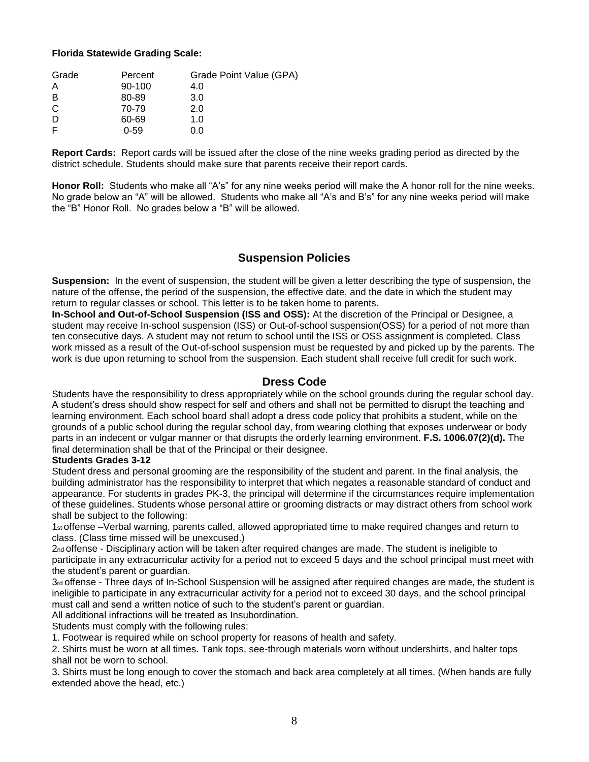**Florida Statewide Grading Scale:**

| Grade | Percent | Grade Point Value (GPA) |
|---|---|---|
| A | 90-100 | 4.0 |
| B | 80-89 | 3.0 |
| C | 70-79 | 2.0 |
| D | 60-69 | 1.0 |
| F | 0-59 | 0.0 |

**Report Cards:** Report cards will be issued after the close of the nine weeks grading period as directed by the district schedule. Students should make sure that parents receive their report cards.

**Honor Roll:** Students who make all "A's" for any nine weeks period will make the A honor roll for the nine weeks. No grade below an "A" will be allowed. Students who make all "A's and B's" for any nine weeks period will make the "B" Honor Roll. No grades below a "B" will be allowed.

## Suspension Policies

**Suspension:** In the event of suspension, the student will be given a letter describing the type of suspension, the nature of the offense, the period of the suspension, the effective date, and the date in which the student may return to regular classes or school. This letter is to be taken home to parents.

**In-School and Out-of-School Suspension (ISS and OSS):** At the discretion of the Principal or Designee, a student may receive In-school suspension (ISS) or Out-of-school suspension(OSS) for a period of not more than ten consecutive days. A student may not return to school until the ISS or OSS assignment is completed. Class work missed as a result of the Out-of-school suspension must be requested by and picked up by the parents. The work is due upon returning to school from the suspension. Each student shall receive full credit for such work.

## Dress Code

Students have the responsibility to dress appropriately while on the school grounds during the regular school day. A student's dress should show respect for self and others and shall not be permitted to disrupt the teaching and learning environment. Each school board shall adopt a dress code policy that prohibits a student, while on the grounds of a public school during the regular school day, from wearing clothing that exposes underwear or body parts in an indecent or vulgar manner or that disrupts the orderly learning environment. **F.S. 1006.07(2)(d).** The final determination shall be that of the Principal or their designee.

**Students Grades 3-12**

Student dress and personal grooming are the responsibility of the student and parent. In the final analysis, the building administrator has the responsibility to interpret that which negates a reasonable standard of conduct and appearance. For students in grades PK-3, the principal will determine if the circumstances require implementation of these guidelines. Students whose personal attire or grooming distracts or may distract others from school work shall be subject to the following:

1st offense –Verbal warning, parents called, allowed appropriated time to make required changes and return to class. (Class time missed will be unexcused.)

2nd offense - Disciplinary action will be taken after required changes are made. The student is ineligible to participate in any extracurricular activity for a period not to exceed 5 days and the school principal must meet with the student's parent or guardian.

3rd offense - Three days of In-School Suspension will be assigned after required changes are made, the student is ineligible to participate in any extracurricular activity for a period not to exceed 30 days, and the school principal must call and send a written notice of such to the student's parent or guardian.

All additional infractions will be treated as Insubordination.

Students must comply with the following rules:

1. Footwear is required while on school property for reasons of health and safety.
2. Shirts must be worn at all times. Tank tops, see-through materials worn without undershirts, and halter tops shall not be worn to school.
3. Shirts must be long enough to cover the stomach and back area completely at all times. (When hands are fully extended above the head, etc.)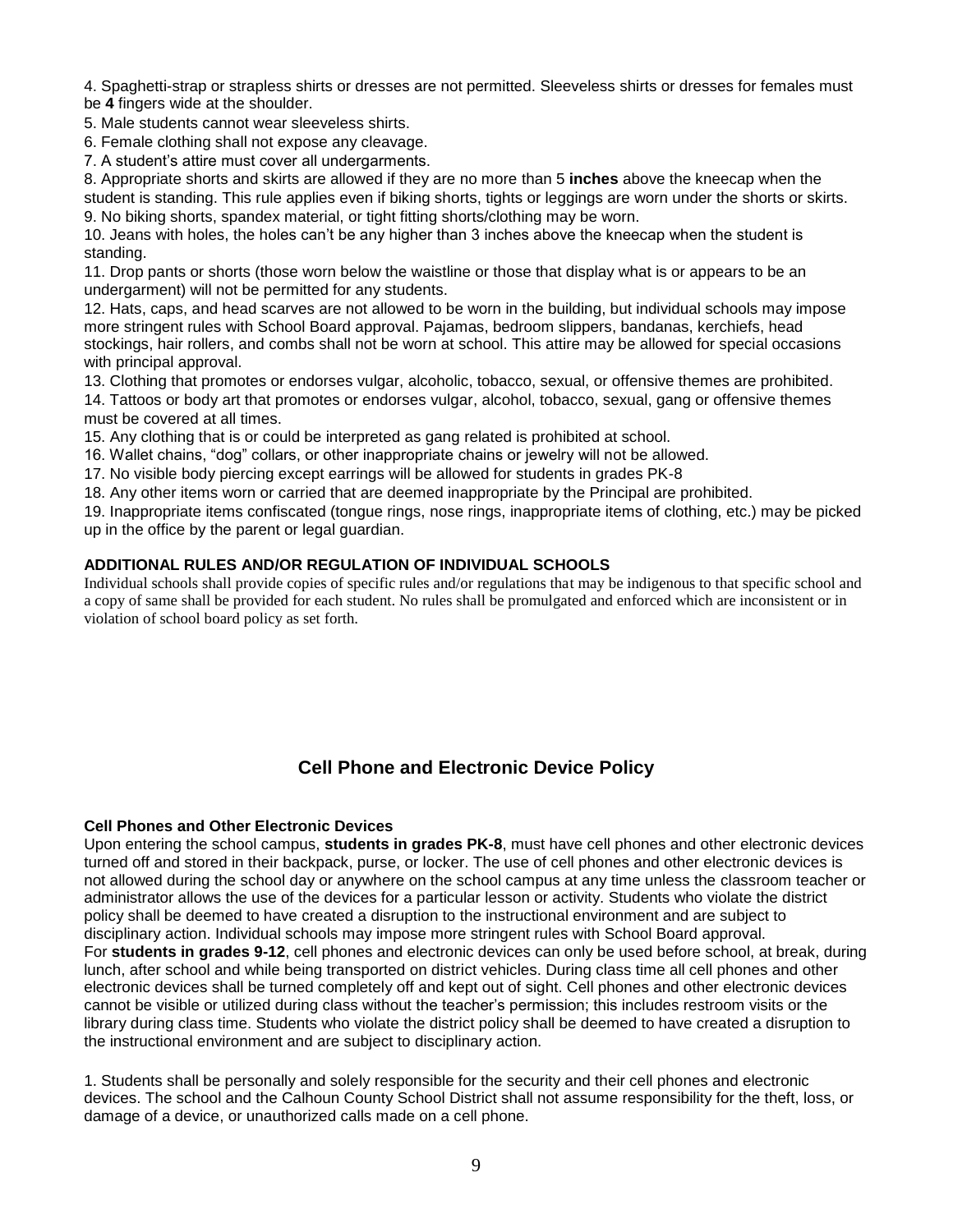4. Spaghetti-strap or strapless shirts or dresses are not permitted. Sleeveless shirts or dresses for females must be **4** fingers wide at the shoulder.

5. Male students cannot wear sleeveless shirts.

6. Female clothing shall not expose any cleavage.

7. A student's attire must cover all undergarments.

8. Appropriate shorts and skirts are allowed if they are no more than 5 **inches** above the kneecap when the student is standing. This rule applies even if biking shorts, tights or leggings are worn under the shorts or skirts.

9. No biking shorts, spandex material, or tight fitting shorts/clothing may be worn.

10. Jeans with holes, the holes can't be any higher than 3 inches above the kneecap when the student is standing.

11. Drop pants or shorts (those worn below the waistline or those that display what is or appears to be an undergarment) will not be permitted for any students.

12. Hats, caps, and head scarves are not allowed to be worn in the building, but individual schools may impose more stringent rules with School Board approval. Pajamas, bedroom slippers, bandanas, kerchiefs, head stockings, hair rollers, and combs shall not be worn at school. This attire may be allowed for special occasions with principal approval.

13. Clothing that promotes or endorses vulgar, alcoholic, tobacco, sexual, or offensive themes are prohibited.

14. Tattoos or body art that promotes or endorses vulgar, alcohol, tobacco, sexual, gang or offensive themes must be covered at all times.

15. Any clothing that is or could be interpreted as gang related is prohibited at school.

16. Wallet chains, "dog" collars, or other inappropriate chains or jewelry will not be allowed.

17. No visible body piercing except earrings will be allowed for students in grades PK-8

18. Any other items worn or carried that are deemed inappropriate by the Principal are prohibited.

19. Inappropriate items confiscated (tongue rings, nose rings, inappropriate items of clothing, etc.) may be picked up in the office by the parent or legal guardian.

**ADDITIONAL RULES AND/OR REGULATION OF INDIVIDUAL SCHOOLS**

Individual schools shall provide copies of specific rules and/or regulations that may be indigenous to that specific school and a copy of same shall be provided for each student. No rules shall be promulgated and enforced which are inconsistent or in violation of school board policy as set forth.

## Cell Phone and Electronic Device Policy

**Cell Phones and Other Electronic Devices**

Upon entering the school campus, **students in grades PK-8**, must have cell phones and other electronic devices turned off and stored in their backpack, purse, or locker. The use of cell phones and other electronic devices is not allowed during the school day or anywhere on the school campus at any time unless the classroom teacher or administrator allows the use of the devices for a particular lesson or activity. Students who violate the district policy shall be deemed to have created a disruption to the instructional environment and are subject to disciplinary action. Individual schools may impose more stringent rules with School Board approval.

For **students in grades 9-12**, cell phones and electronic devices can only be used before school, at break, during lunch, after school and while being transported on district vehicles. During class time all cell phones and other electronic devices shall be turned completely off and kept out of sight. Cell phones and other electronic devices cannot be visible or utilized during class without the teacher's permission; this includes restroom visits or the library during class time. Students who violate the district policy shall be deemed to have created a disruption to the instructional environment and are subject to disciplinary action.

1. Students shall be personally and solely responsible for the security and their cell phones and electronic devices. The school and the Calhoun County School District shall not assume responsibility for the theft, loss, or damage of a device, or unauthorized calls made on a cell phone.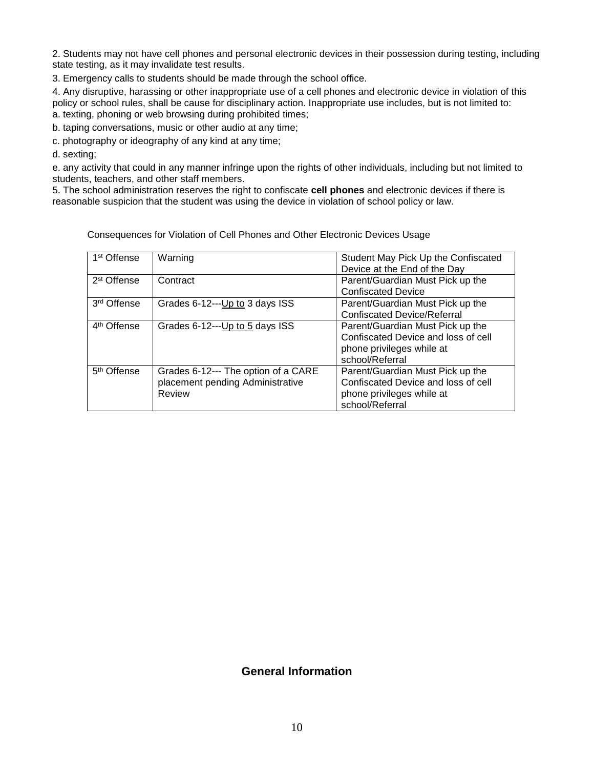2. Students may not have cell phones and personal electronic devices in their possession during testing, including state testing, as it may invalidate test results.

3. Emergency calls to students should be made through the school office.

4. Any disruptive, harassing or other inappropriate use of a cell phones and electronic device in violation of this policy or school rules, shall be cause for disciplinary action. Inappropriate use includes, but is not limited to:

a. texting, phoning or web browsing during prohibited times;

b. taping conversations, music or other audio at any time;

c. photography or ideography of any kind at any time;

d. sexting;

e. any activity that could in any manner infringe upon the rights of other individuals, including but not limited to students, teachers, and other staff members.

5. The school administration reserves the right to confiscate **cell phones** and electronic devices if there is reasonable suspicion that the student was using the device in violation of school policy or law.

Consequences for Violation of Cell Phones and Other Electronic Devices Usage

| | | |
|---|---|---|
| 1st Offense | Warning | Student May Pick Up the Confiscated Device at the End of the Day |
| 2st Offense | Contract | Parent/Guardian Must Pick up the Confiscated Device |
| 3rd Offense | Grades 6-12---Up to 3 days ISS | Parent/Guardian Must Pick up the Confiscated Device/Referral |
| 4th Offense | Grades 6-12---Up to 5 days ISS | Parent/Guardian Must Pick up the Confiscated Device and loss of cell phone privileges while at school/Referral |
| 5th Offense | Grades 6-12--- The option of a CARE placement pending Administrative Review | Parent/Guardian Must Pick up the Confiscated Device and loss of cell phone privileges while at school/Referral |

## General Information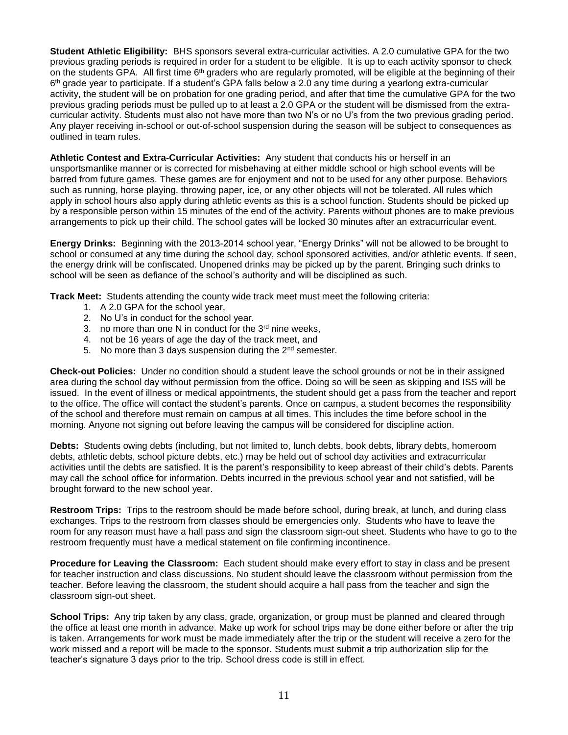**Student Athletic Eligibility:** BHS sponsors several extra-curricular activities. A 2.0 cumulative GPA for the two previous grading periods is required in order for a student to be eligible. It is up to each activity sponsor to check on the students GPA. All first time 6th graders who are regularly promoted, will be eligible at the beginning of their 6th grade year to participate. If a student's GPA falls below a 2.0 any time during a yearlong extra-curricular activity, the student will be on probation for one grading period, and after that time the cumulative GPA for the two previous grading periods must be pulled up to at least a 2.0 GPA or the student will be dismissed from the extra-curricular activity. Students must also not have more than two N's or no U's from the two previous grading period. Any player receiving in-school or out-of-school suspension during the season will be subject to consequences as outlined in team rules.

**Athletic Contest and Extra-Curricular Activities:** Any student that conducts his or herself in an unsportsmanlike manner or is corrected for misbehaving at either middle school or high school events will be barred from future games. These games are for enjoyment and not to be used for any other purpose. Behaviors such as running, horse playing, throwing paper, ice, or any other objects will not be tolerated. All rules which apply in school hours also apply during athletic events as this is a school function. Students should be picked up by a responsible person within 15 minutes of the end of the activity. Parents without phones are to make previous arrangements to pick up their child. The school gates will be locked 30 minutes after an extracurricular event.

**Energy Drinks:** Beginning with the 2013-2014 school year, "Energy Drinks" will not be allowed to be brought to school or consumed at any time during the school day, school sponsored activities, and/or athletic events. If seen, the energy drink will be confiscated. Unopened drinks may be picked up by the parent. Bringing such drinks to school will be seen as defiance of the school's authority and will be disciplined as such.

**Track Meet:** Students attending the county wide track meet must meet the following criteria:

1. A 2.0 GPA for the school year,
2. No U's in conduct for the school year.
3. no more than one N in conduct for the 3rd nine weeks,
4. not be 16 years of age the day of the track meet, and
5. No more than 3 days suspension during the 2nd semester.

**Check-out Policies:** Under no condition should a student leave the school grounds or not be in their assigned area during the school day without permission from the office. Doing so will be seen as skipping and ISS will be issued. In the event of illness or medical appointments, the student should get a pass from the teacher and report to the office. The office will contact the student's parents. Once on campus, a student becomes the responsibility of the school and therefore must remain on campus at all times. This includes the time before school in the morning. Anyone not signing out before leaving the campus will be considered for discipline action.

**Debts:** Students owing debts (including, but not limited to, lunch debts, book debts, library debts, homeroom debts, athletic debts, school picture debts, etc.) may be held out of school day activities and extracurricular activities until the debts are satisfied. It is the parent's responsibility to keep abreast of their child's debts. Parents may call the school office for information. Debts incurred in the previous school year and not satisfied, will be brought forward to the new school year.

**Restroom Trips:** Trips to the restroom should be made before school, during break, at lunch, and during class exchanges. Trips to the restroom from classes should be emergencies only. Students who have to leave the room for any reason must have a hall pass and sign the classroom sign-out sheet. Students who have to go to the restroom frequently must have a medical statement on file confirming incontinence.

**Procedure for Leaving the Classroom:** Each student should make every effort to stay in class and be present for teacher instruction and class discussions. No student should leave the classroom without permission from the teacher. Before leaving the classroom, the student should acquire a hall pass from the teacher and sign the classroom sign-out sheet.

**School Trips:** Any trip taken by any class, grade, organization, or group must be planned and cleared through the office at least one month in advance. Make up work for school trips may be done either before or after the trip is taken. Arrangements for work must be made immediately after the trip or the student will receive a zero for the work missed and a report will be made to the sponsor. Students must submit a trip authorization slip for the teacher's signature 3 days prior to the trip. School dress code is still in effect.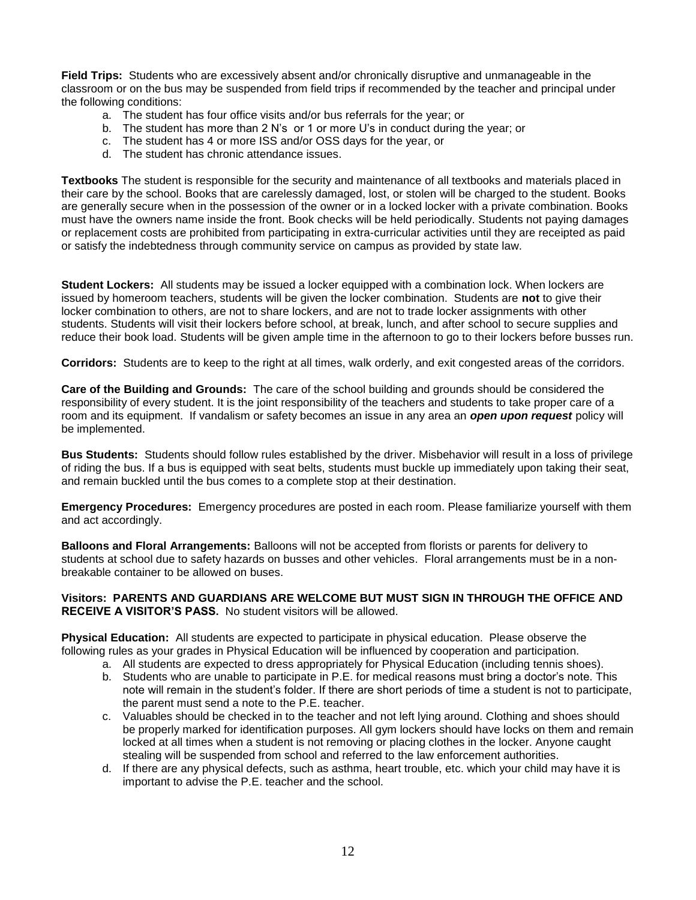**Field Trips:** Students who are excessively absent and/or chronically disruptive and unmanageable in the classroom or on the bus may be suspended from field trips if recommended by the teacher and principal under the following conditions:

a. The student has four office visits and/or bus referrals for the year; or
b. The student has more than 2 N's or 1 or more U's in conduct during the year; or
c. The student has 4 or more ISS and/or OSS days for the year, or
d. The student has chronic attendance issues.

**Textbooks** The student is responsible for the security and maintenance of all textbooks and materials placed in their care by the school. Books that are carelessly damaged, lost, or stolen will be charged to the student. Books are generally secure when in the possession of the owner or in a locked locker with a private combination. Books must have the owners name inside the front. Book checks will be held periodically. Students not paying damages or replacement costs are prohibited from participating in extra-curricular activities until they are receipted as paid or satisfy the indebtedness through community service on campus as provided by state law.

**Student Lockers:** All students may be issued a locker equipped with a combination lock. When lockers are issued by homeroom teachers, students will be given the locker combination. Students are **not** to give their locker combination to others, are not to share lockers, and are not to trade locker assignments with other students. Students will visit their lockers before school, at break, lunch, and after school to secure supplies and reduce their book load. Students will be given ample time in the afternoon to go to their lockers before busses run.

**Corridors:** Students are to keep to the right at all times, walk orderly, and exit congested areas of the corridors.

**Care of the Building and Grounds:** The care of the school building and grounds should be considered the responsibility of every student. It is the joint responsibility of the teachers and students to take proper care of a room and its equipment. If vandalism or safety becomes an issue in any area an ***open upon request*** policy will be implemented.

**Bus Students:** Students should follow rules established by the driver. Misbehavior will result in a loss of privilege of riding the bus. If a bus is equipped with seat belts, students must buckle up immediately upon taking their seat, and remain buckled until the bus comes to a complete stop at their destination.

**Emergency Procedures:** Emergency procedures are posted in each room. Please familiarize yourself with them and act accordingly.

**Balloons and Floral Arrangements:** Balloons will not be accepted from florists or parents for delivery to students at school due to safety hazards on busses and other vehicles. Floral arrangements must be in a non-breakable container to be allowed on buses.

**Visitors: PARENTS AND GUARDIANS ARE WELCOME BUT MUST SIGN IN THROUGH THE OFFICE AND RECEIVE A VISITOR'S PASS.** No student visitors will be allowed.

**Physical Education:** All students are expected to participate in physical education. Please observe the following rules as your grades in Physical Education will be influenced by cooperation and participation.

a. All students are expected to dress appropriately for Physical Education (including tennis shoes).
b. Students who are unable to participate in P.E. for medical reasons must bring a doctor's note. This note will remain in the student's folder. If there are short periods of time a student is not to participate, the parent must send a note to the P.E. teacher.
c. Valuables should be checked in to the teacher and not left lying around. Clothing and shoes should be properly marked for identification purposes. All gym lockers should have locks on them and remain locked at all times when a student is not removing or placing clothes in the locker. Anyone caught stealing will be suspended from school and referred to the law enforcement authorities.
d. If there are any physical defects, such as asthma, heart trouble, etc. which your child may have it is important to advise the P.E. teacher and the school.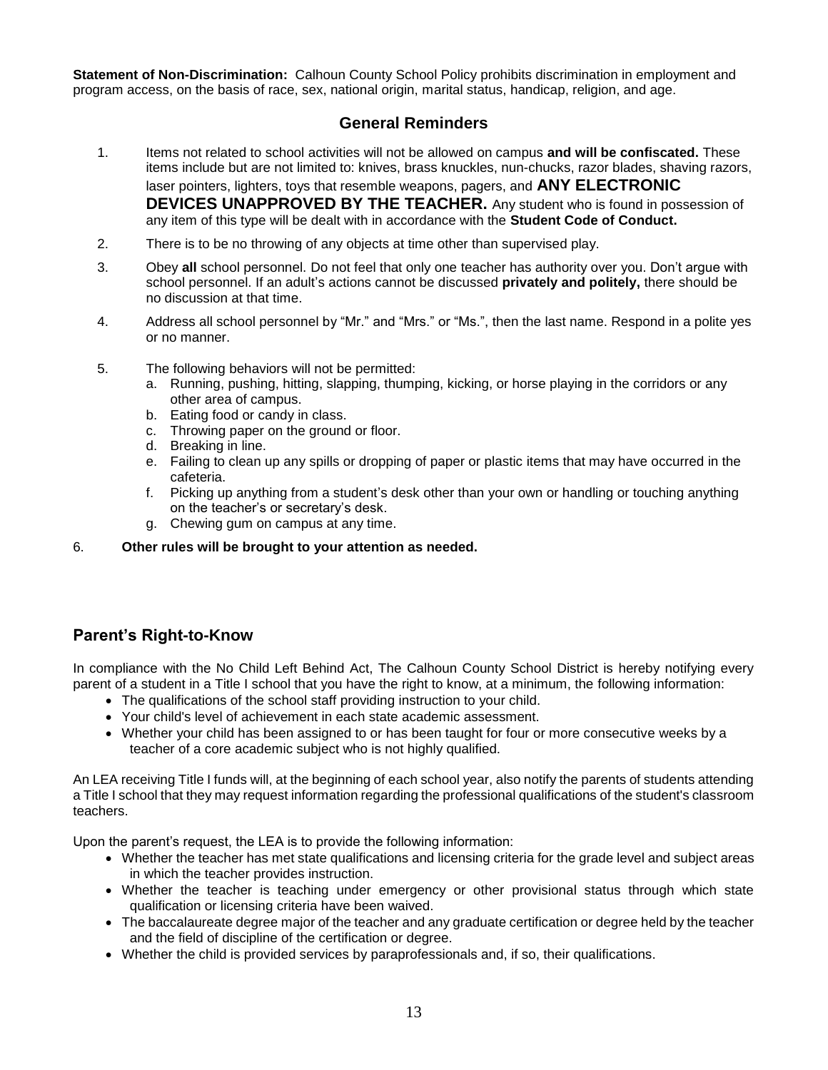**Statement of Non-Discrimination:** Calhoun County School Policy prohibits discrimination in employment and program access, on the basis of race, sex, national origin, marital status, handicap, religion, and age.

## General Reminders

1. Items not related to school activities will not be allowed on campus **and will be confiscated.** These items include but are not limited to: knives, brass knuckles, nun-chucks, razor blades, shaving razors, laser pointers, lighters, toys that resemble weapons, pagers, and **ANY ELECTRONIC DEVICES UNAPPROVED BY THE TEACHER.** Any student who is found in possession of any item of this type will be dealt with in accordance with the **Student Code of Conduct.**
2. There is to be no throwing of any objects at time other than supervised play.
3. Obey **all** school personnel. Do not feel that only one teacher has authority over you. Don't argue with school personnel. If an adult's actions cannot be discussed **privately and politely,** there should be no discussion at that time.
4. Address all school personnel by "Mr." and "Mrs." or "Ms.", then the last name. Respond in a polite yes or no manner.
5. The following behaviors will not be permitted:
   a. Running, pushing, hitting, slapping, thumping, kicking, or horse playing in the corridors or any other area of campus.
   b. Eating food or candy in class.
   c. Throwing paper on the ground or floor.
   d. Breaking in line.
   e. Failing to clean up any spills or dropping of paper or plastic items that may have occurred in the cafeteria.
   f. Picking up anything from a student's desk other than your own or handling or touching anything on the teacher's or secretary's desk.
   g. Chewing gum on campus at any time.
6. **Other rules will be brought to your attention as needed.**

## Parent's Right-to-Know

In compliance with the No Child Left Behind Act, The Calhoun County School District is hereby notifying every parent of a student in a Title I school that you have the right to know, at a minimum, the following information:

- The qualifications of the school staff providing instruction to your child.
- Your child's level of achievement in each state academic assessment.
- Whether your child has been assigned to or has been taught for four or more consecutive weeks by a teacher of a core academic subject who is not highly qualified.

An LEA receiving Title I funds will, at the beginning of each school year, also notify the parents of students attending a Title I school that they may request information regarding the professional qualifications of the student's classroom teachers.

Upon the parent's request, the LEA is to provide the following information:

- Whether the teacher has met state qualifications and licensing criteria for the grade level and subject areas in which the teacher provides instruction.
- Whether the teacher is teaching under emergency or other provisional status through which state qualification or licensing criteria have been waived.
- The baccalaureate degree major of the teacher and any graduate certification or degree held by the teacher and the field of discipline of the certification or degree.
- Whether the child is provided services by paraprofessionals and, if so, their qualifications.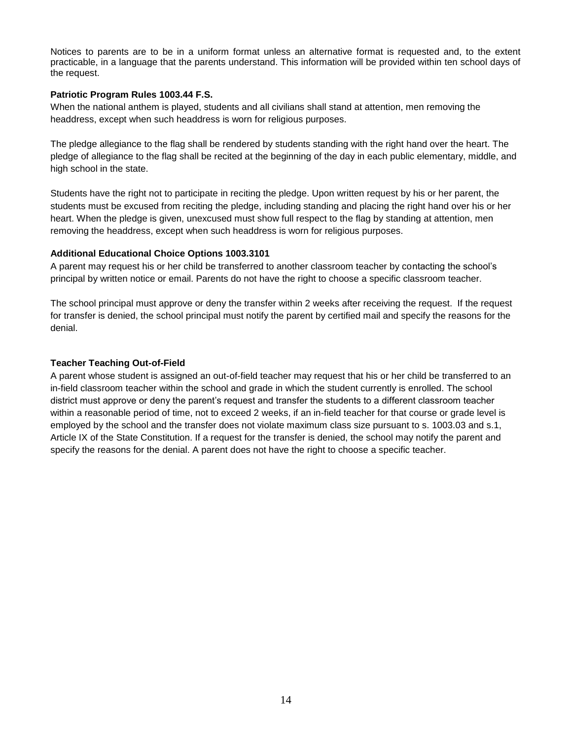Notices to parents are to be in a uniform format unless an alternative format is requested and, to the extent practicable, in a language that the parents understand. This information will be provided within ten school days of the request.

**Patriotic Program Rules 1003.44 F.S.**

When the national anthem is played, students and all civilians shall stand at attention, men removing the headdress, except when such headdress is worn for religious purposes.

The pledge allegiance to the flag shall be rendered by students standing with the right hand over the heart. The pledge of allegiance to the flag shall be recited at the beginning of the day in each public elementary, middle, and high school in the state.

Students have the right not to participate in reciting the pledge. Upon written request by his or her parent, the students must be excused from reciting the pledge, including standing and placing the right hand over his or her heart. When the pledge is given, unexcused must show full respect to the flag by standing at attention, men removing the headdress, except when such headdress is worn for religious purposes.

**Additional Educational Choice Options 1003.3101**

A parent may request his or her child be transferred to another classroom teacher by contacting the school's principal by written notice or email. Parents do not have the right to choose a specific classroom teacher.

The school principal must approve or deny the transfer within 2 weeks after receiving the request. If the request for transfer is denied, the school principal must notify the parent by certified mail and specify the reasons for the denial.

**Teacher Teaching Out-of-Field**

A parent whose student is assigned an out-of-field teacher may request that his or her child be transferred to an in-field classroom teacher within the school and grade in which the student currently is enrolled. The school district must approve or deny the parent's request and transfer the students to a different classroom teacher within a reasonable period of time, not to exceed 2 weeks, if an in-field teacher for that course or grade level is employed by the school and the transfer does not violate maximum class size pursuant to s. 1003.03 and s.1, Article IX of the State Constitution. If a request for the transfer is denied, the school may notify the parent and specify the reasons for the denial. A parent does not have the right to choose a specific teacher.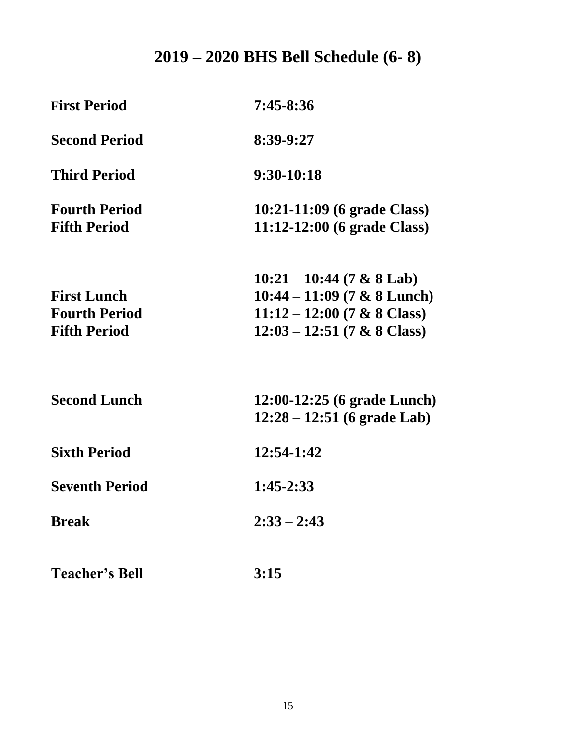# 2019 – 2020 BHS Bell Schedule (6- 8)

| | |
|---|---|
| **First Period** | **7:45-8:36** |
| **Second Period** | **8:39-9:27** |
| **Third Period** | **9:30-10:18** |
| **Fourth Period** | **10:21-11:09 (6 grade Class)** |
| **Fifth Period** | **11:12-12:00 (6 grade Class)** |
| | **10:21 – 10:44 (7 & 8 Lab)** |
| **First Lunch** | **10:44 – 11:09 (7 & 8 Lunch)** |
| **Fourth Period** | **11:12 – 12:00 (7 & 8 Class)** |
| **Fifth Period** | **12:03 – 12:51 (7 & 8 Class)** |
| **Second Lunch** | **12:00-12:25 (6 grade Lunch)** |
| | **12:28 – 12:51 (6 grade Lab)** |
| **Sixth Period** | **12:54-1:42** |
| **Seventh Period** | **1:45-2:33** |
| **Break** | **2:33 – 2:43** |
| **Teacher's Bell** | **3:15** |